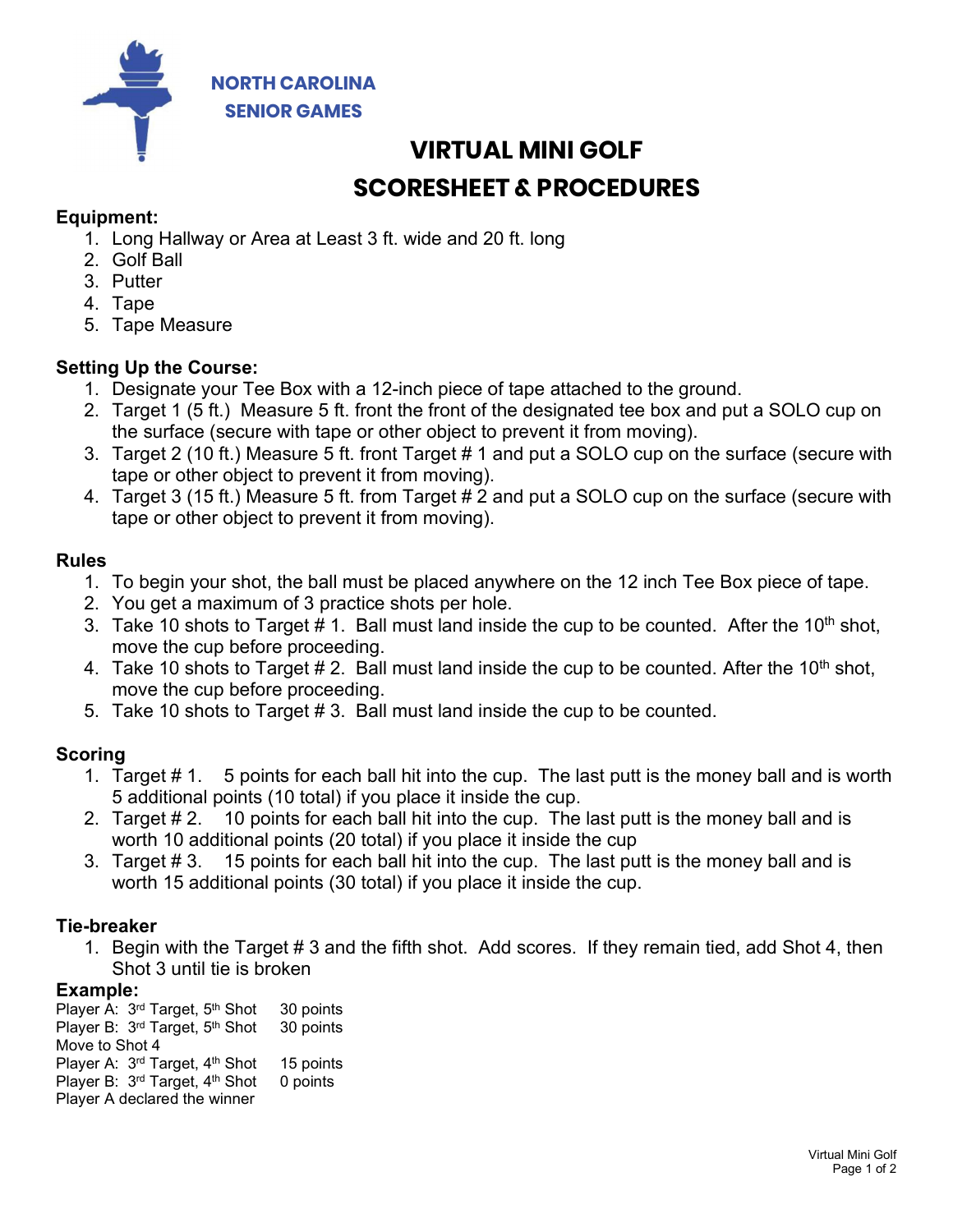NORTH CAROLINA
SENIOR GAMES

# VIRTUAL MINI GOLF
# SCORESHEET & PROCEDURES

**Equipment:**

1. Long Hallway or Area at Least 3 ft. wide and 20 ft. long
2. Golf Ball
3. Putter
4. Tape
5. Tape Measure

**Setting Up the Course:**

1. Designate your Tee Box with a 12-inch piece of tape attached to the ground.
2. Target 1 (5 ft.) Measure 5 ft. front the front of the designated tee box and put a SOLO cup on the surface (secure with tape or other object to prevent it from moving).
3. Target 2 (10 ft.) Measure 5 ft. front Target # 1 and put a SOLO cup on the surface (secure with tape or other object to prevent it from moving).
4. Target 3 (15 ft.) Measure 5 ft. from Target # 2 and put a SOLO cup on the surface (secure with tape or other object to prevent it from moving).

**Rules**

1. To begin your shot, the ball must be placed anywhere on the 12 inch Tee Box piece of tape.
2. You get a maximum of 3 practice shots per hole.
3. Take 10 shots to Target # 1. Ball must land inside the cup to be counted. After the 10th shot, move the cup before proceeding.
4. Take 10 shots to Target # 2. Ball must land inside the cup to be counted. After the 10th shot, move the cup before proceeding.
5. Take 10 shots to Target # 3. Ball must land inside the cup to be counted.

**Scoring**

1. Target # 1. 5 points for each ball hit into the cup. The last putt is the money ball and is worth 5 additional points (10 total) if you place it inside the cup.
2. Target # 2. 10 points for each ball hit into the cup. The last putt is the money ball and is worth 10 additional points (20 total) if you place it inside the cup
3. Target # 3. 15 points for each ball hit into the cup. The last putt is the money ball and is worth 15 additional points (30 total) if you place it inside the cup.

**Tie-breaker**

1. Begin with the Target # 3 and the fifth shot. Add scores. If they remain tied, add Shot 4, then Shot 3 until tie is broken

**Example:**

Player A: 3rd Target, 5th Shot 30 points
Player B: 3rd Target, 5th Shot 30 points
Move to Shot 4
Player A: 3rd Target, 4th Shot 15 points
Player B: 3rd Target, 4th Shot 0 points
Player A declared the winner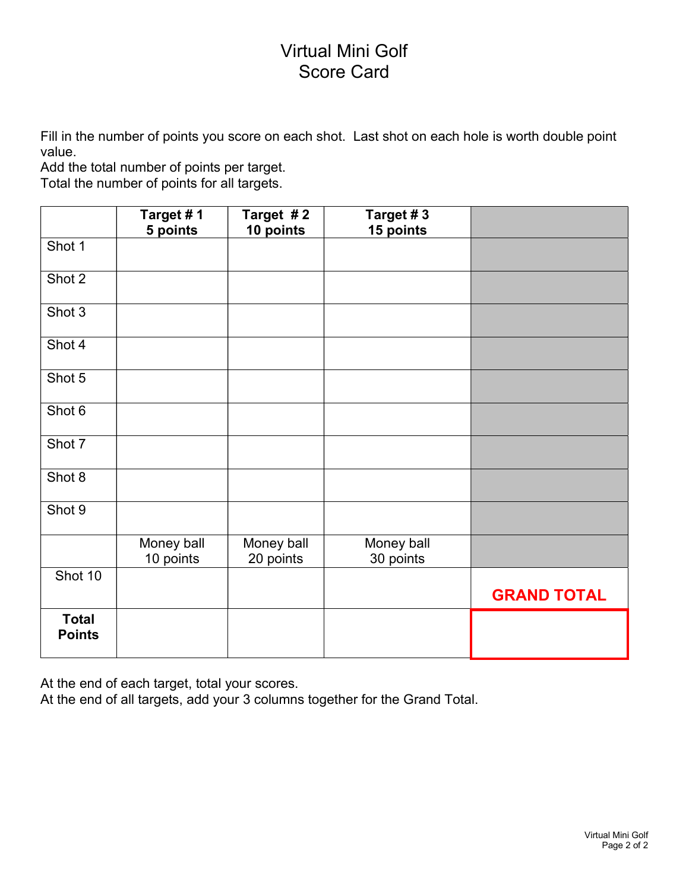# Virtual Mini Golf
# Score Card

Fill in the number of points you score on each shot. Last shot on each hole is worth double point value.
Add the total number of points per target.
Total the number of points for all targets.

| | **Target # 1 5 points** | **Target # 2 10 points** | **Target # 3 15 points** | |
|---|---|---|---|---|
| Shot 1 | | | | |
| Shot 2 | | | | |
| Shot 3 | | | | |
| Shot 4 | | | | |
| Shot 5 | | | | |
| Shot 6 | | | | |
| Shot 7 | | | | |
| Shot 8 | | | | |
| Shot 9 | | | | |
| | Money ball 10 points | Money ball 20 points | Money ball 30 points | |
| Shot 10 | | | | **GRAND TOTAL** |
| **Total Points** | | | | |

At the end of each target, total your scores.
At the end of all targets, add your 3 columns together for the Grand Total.